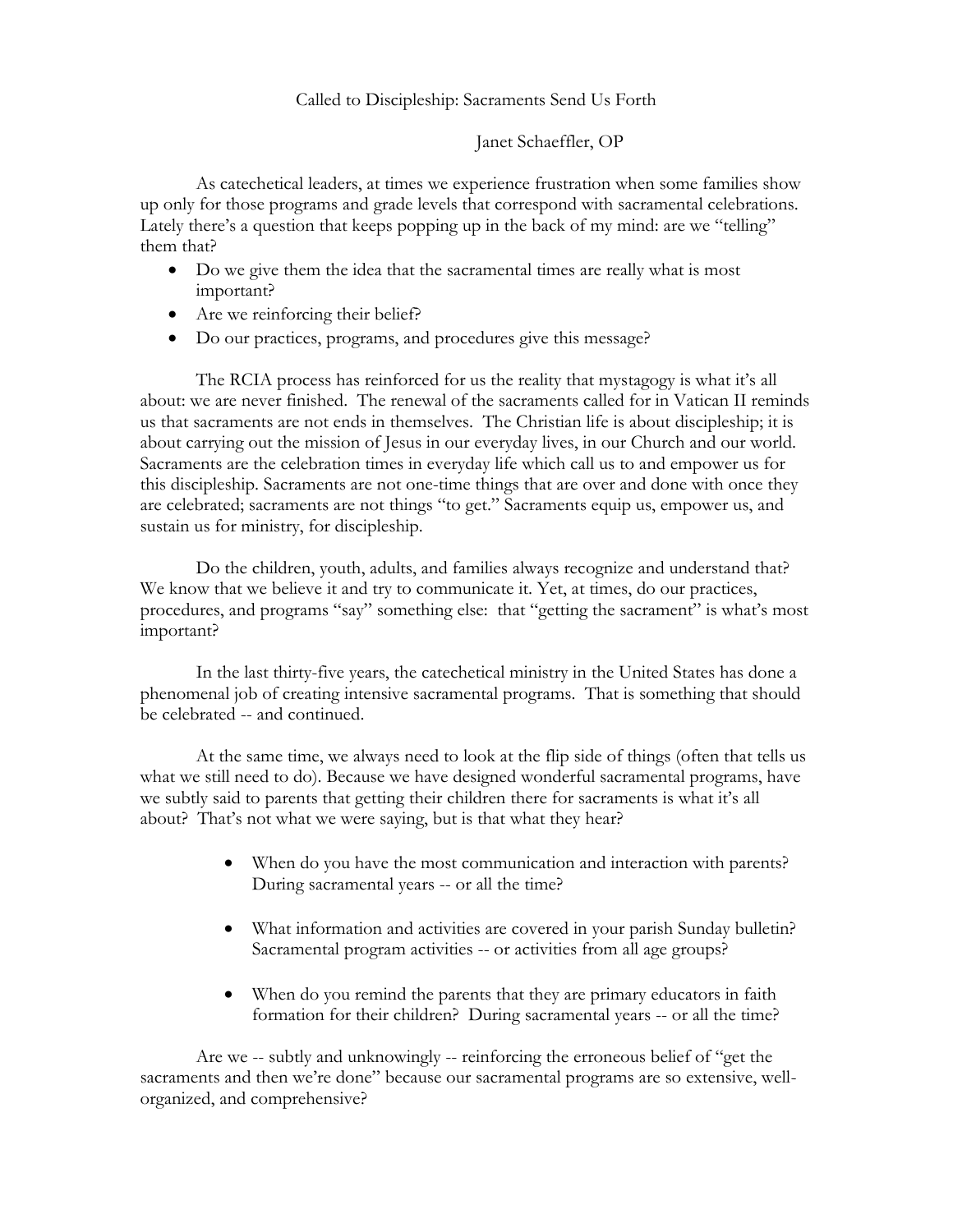# Called to Discipleship: Sacraments Send Us Forth

Janet Schaeffler, OP

As catechetical leaders, at times we experience frustration when some families show up only for those programs and grade levels that correspond with sacramental celebrations. Lately there's a question that keeps popping up in the back of my mind: are we "telling" them that?

- Do we give them the idea that the sacramental times are really what is most important?
- Are we reinforcing their belief?
- Do our practices, programs, and procedures give this message?

The RCIA process has reinforced for us the reality that mystagogy is what it's all about: we are never finished. The renewal of the sacraments called for in Vatican II reminds us that sacraments are not ends in themselves. The Christian life is about discipleship; it is about carrying out the mission of Jesus in our everyday lives, in our Church and our world. Sacraments are the celebration times in everyday life which call us to and empower us for this discipleship. Sacraments are not one-time things that are over and done with once they are celebrated; sacraments are not things "to get." Sacraments equip us, empower us, and sustain us for ministry, for discipleship.

Do the children, youth, adults, and families always recognize and understand that? We know that we believe it and try to communicate it. Yet, at times, do our practices, procedures, and programs "say" something else: that "getting the sacrament" is what's most important?

In the last thirty-five years, the catechetical ministry in the United States has done a phenomenal job of creating intensive sacramental programs. That is something that should be celebrated -- and continued.

At the same time, we always need to look at the flip side of things (often that tells us what we still need to do). Because we have designed wonderful sacramental programs, have we subtly said to parents that getting their children there for sacraments is what it's all about? That's not what we were saying, but is that what they hear?

- When do you have the most communication and interaction with parents? During sacramental years -- or all the time?
- What information and activities are covered in your parish Sunday bulletin? Sacramental program activities -- or activities from all age groups?
- When do you remind the parents that they are primary educators in faith formation for their children? During sacramental years -- or all the time?

Are we -- subtly and unknowingly -- reinforcing the erroneous belief of "get the sacraments and then we're done" because our sacramental programs are so extensive, well-organized, and comprehensive?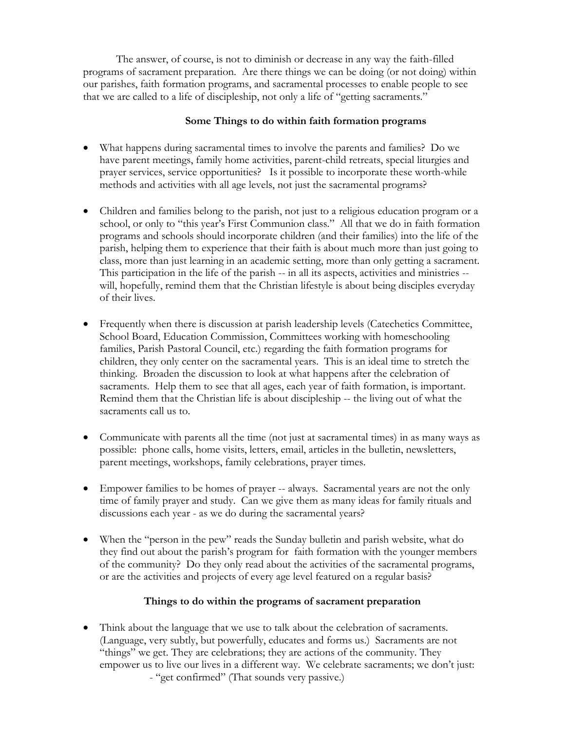The answer, of course, is not to diminish or decrease in any way the faith-filled programs of sacrament preparation. Are there things we can be doing (or not doing) within our parishes, faith formation programs, and sacramental processes to enable people to see that we are called to a life of discipleship, not only a life of "getting sacraments."

**Some Things to do within faith formation programs**

- What happens during sacramental times to involve the parents and families? Do we have parent meetings, family home activities, parent-child retreats, special liturgies and prayer services, service opportunities? Is it possible to incorporate these worth-while methods and activities with all age levels, not just the sacramental programs?

- Children and families belong to the parish, not just to a religious education program or a school, or only to "this year's First Communion class." All that we do in faith formation programs and schools should incorporate children (and their families) into the life of the parish, helping them to experience that their faith is about much more than just going to class, more than just learning in an academic setting, more than only getting a sacrament. This participation in the life of the parish -- in all its aspects, activities and ministries -- will, hopefully, remind them that the Christian lifestyle is about being disciples everyday of their lives.

- Frequently when there is discussion at parish leadership levels (Catechetics Committee, School Board, Education Commission, Committees working with homeschooling families, Parish Pastoral Council, etc.) regarding the faith formation programs for children, they only center on the sacramental years. This is an ideal time to stretch the thinking. Broaden the discussion to look at what happens after the celebration of sacraments. Help them to see that all ages, each year of faith formation, is important. Remind them that the Christian life is about discipleship -- the living out of what the sacraments call us to.

- Communicate with parents all the time (not just at sacramental times) in as many ways as possible: phone calls, home visits, letters, email, articles in the bulletin, newsletters, parent meetings, workshops, family celebrations, prayer times.

- Empower families to be homes of prayer -- always. Sacramental years are not the only time of family prayer and study. Can we give them as many ideas for family rituals and discussions each year - as we do during the sacramental years?

- When the "person in the pew" reads the Sunday bulletin and parish website, what do they find out about the parish's program for faith formation with the younger members of the community? Do they only read about the activities of the sacramental programs, or are the activities and projects of every age level featured on a regular basis?

**Things to do within the programs of sacrament preparation**

- Think about the language that we use to talk about the celebration of sacraments. (Language, very subtly, but powerfully, educates and forms us.) Sacraments are not "things" we get. They are celebrations; they are actions of the community. They empower us to live our lives in a different way. We celebrate sacraments; we don't just:
  - "get confirmed" (That sounds very passive.)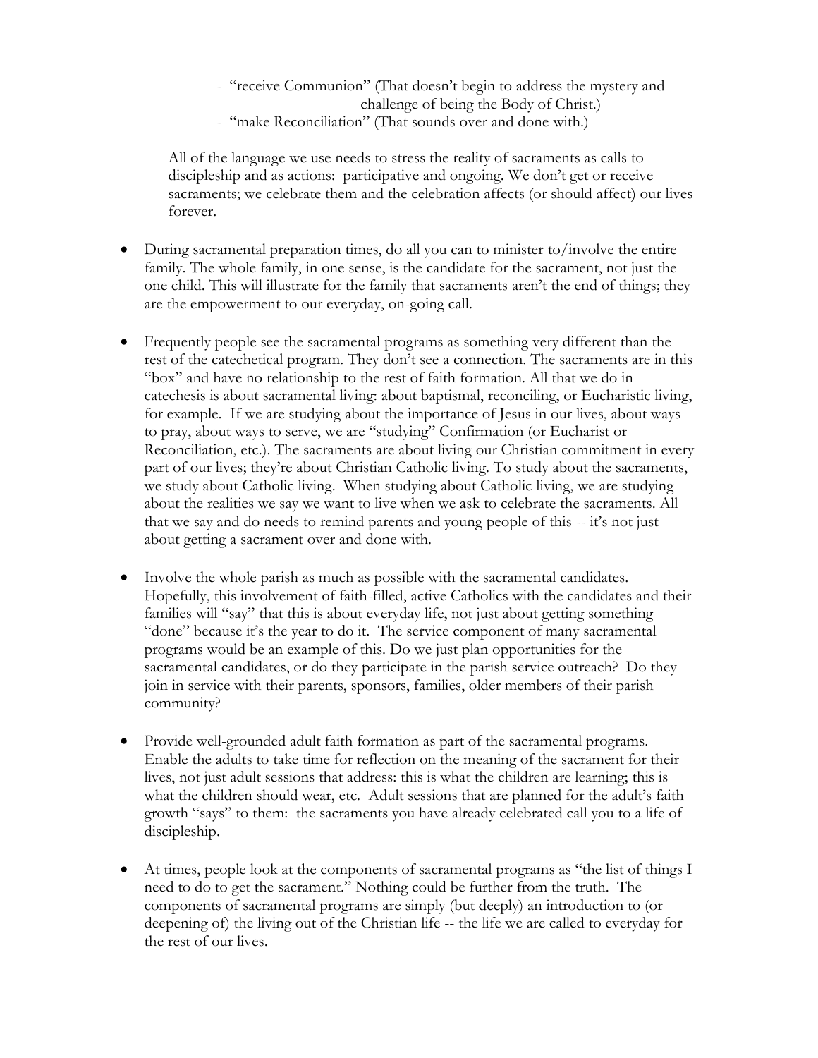- "receive Communion" (That doesn't begin to address the mystery and challenge of being the Body of Christ.)
- "make Reconciliation" (That sounds over and done with.)

All of the language we use needs to stress the reality of sacraments as calls to discipleship and as actions: participative and ongoing. We don't get or receive sacraments; we celebrate them and the celebration affects (or should affect) our lives forever.

- During sacramental preparation times, do all you can to minister to/involve the entire family. The whole family, in one sense, is the candidate for the sacrament, not just the one child. This will illustrate for the family that sacraments aren't the end of things; they are the empowerment to our everyday, on-going call.

- Frequently people see the sacramental programs as something very different than the rest of the catechetical program. They don't see a connection. The sacraments are in this "box" and have no relationship to the rest of faith formation. All that we do in catechesis is about sacramental living: about baptismal, reconciling, or Eucharistic living, for example. If we are studying about the importance of Jesus in our lives, about ways to pray, about ways to serve, we are "studying" Confirmation (or Eucharist or Reconciliation, etc.). The sacraments are about living our Christian commitment in every part of our lives; they're about Christian Catholic living. To study about the sacraments, we study about Catholic living. When studying about Catholic living, we are studying about the realities we say we want to live when we ask to celebrate the sacraments. All that we say and do needs to remind parents and young people of this -- it's not just about getting a sacrament over and done with.

- Involve the whole parish as much as possible with the sacramental candidates. Hopefully, this involvement of faith-filled, active Catholics with the candidates and their families will "say" that this is about everyday life, not just about getting something "done" because it's the year to do it. The service component of many sacramental programs would be an example of this. Do we just plan opportunities for the sacramental candidates, or do they participate in the parish service outreach? Do they join in service with their parents, sponsors, families, older members of their parish community?

- Provide well-grounded adult faith formation as part of the sacramental programs. Enable the adults to take time for reflection on the meaning of the sacrament for their lives, not just adult sessions that address: this is what the children are learning; this is what the children should wear, etc. Adult sessions that are planned for the adult's faith growth "says" to them: the sacraments you have already celebrated call you to a life of discipleship.

- At times, people look at the components of sacramental programs as "the list of things I need to do to get the sacrament." Nothing could be further from the truth. The components of sacramental programs are simply (but deeply) an introduction to (or deepening of) the living out of the Christian life -- the life we are called to everyday for the rest of our lives.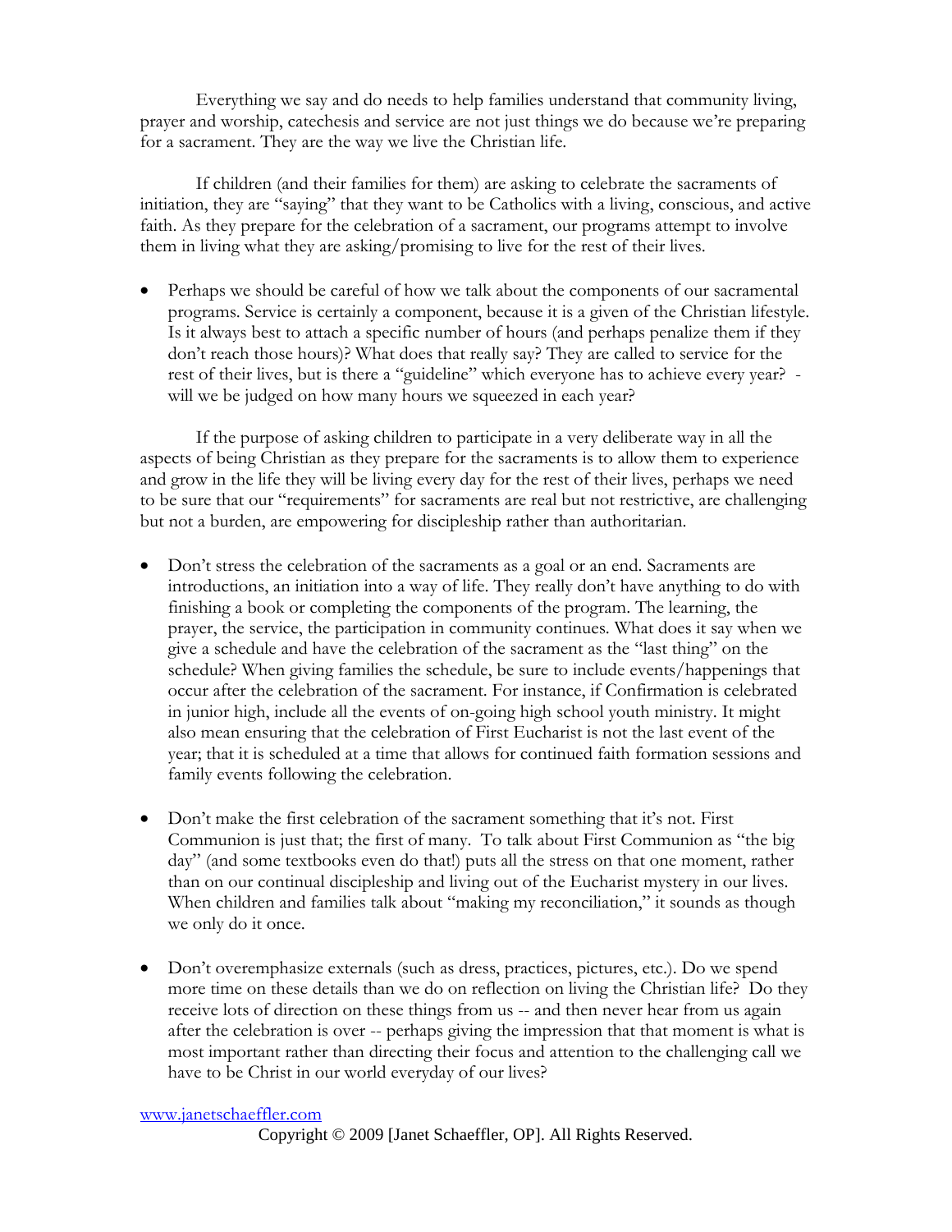Everything we say and do needs to help families understand that community living, prayer and worship, catechesis and service are not just things we do because we're preparing for a sacrament. They are the way we live the Christian life.

If children (and their families for them) are asking to celebrate the sacraments of initiation, they are "saying" that they want to be Catholics with a living, conscious, and active faith. As they prepare for the celebration of a sacrament, our programs attempt to involve them in living what they are asking/promising to live for the rest of their lives.

- Perhaps we should be careful of how we talk about the components of our sacramental programs. Service is certainly a component, because it is a given of the Christian lifestyle. Is it always best to attach a specific number of hours (and perhaps penalize them if they don't reach those hours)? What does that really say? They are called to service for the rest of their lives, but is there a "guideline" which everyone has to achieve every year? - will we be judged on how many hours we squeezed in each year?

If the purpose of asking children to participate in a very deliberate way in all the aspects of being Christian as they prepare for the sacraments is to allow them to experience and grow in the life they will be living every day for the rest of their lives, perhaps we need to be sure that our "requirements" for sacraments are real but not restrictive, are challenging but not a burden, are empowering for discipleship rather than authoritarian.

- Don't stress the celebration of the sacraments as a goal or an end. Sacraments are introductions, an initiation into a way of life. They really don't have anything to do with finishing a book or completing the components of the program. The learning, the prayer, the service, the participation in community continues. What does it say when we give a schedule and have the celebration of the sacrament as the "last thing" on the schedule? When giving families the schedule, be sure to include events/happenings that occur after the celebration of the sacrament. For instance, if Confirmation is celebrated in junior high, include all the events of on-going high school youth ministry. It might also mean ensuring that the celebration of First Eucharist is not the last event of the year; that it is scheduled at a time that allows for continued faith formation sessions and family events following the celebration.

- Don't make the first celebration of the sacrament something that it's not. First Communion is just that; the first of many. To talk about First Communion as "the big day" (and some textbooks even do that!) puts all the stress on that one moment, rather than on our continual discipleship and living out of the Eucharist mystery in our lives. When children and families talk about "making my reconciliation," it sounds as though we only do it once.

- Don't overemphasize externals (such as dress, practices, pictures, etc.). Do we spend more time on these details than we do on reflection on living the Christian life? Do they receive lots of direction on these things from us -- and then never hear from us again after the celebration is over -- perhaps giving the impression that that moment is what is most important rather than directing their focus and attention to the challenging call we have to be Christ in our world everyday of our lives?

www.janetschaeffler.com

Copyright © 2009 [Janet Schaeffler, OP]. All Rights Reserved.